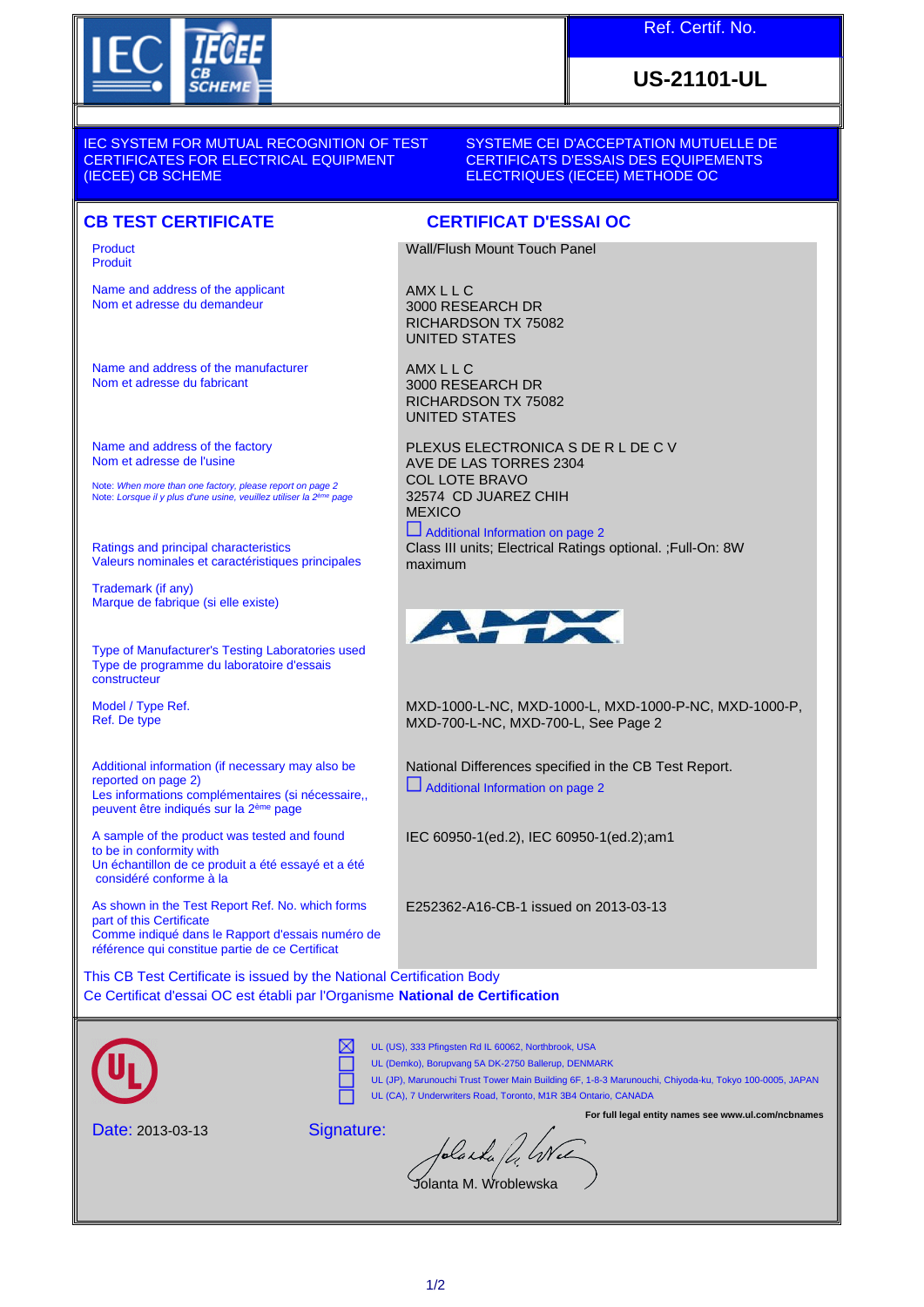Ref. Certif. No.

**US-21101-UL**

IEC SYSTEM FOR MUTUAL RECOGNITION OF TEST CERTIFICATES FOR ELECTRICAL EQUIPMENT (IECEE) CB SCHEME

SYSTEME CEI D'ACCEPTATION MUTUELLE DE CERTIFICATS D'ESSAIS DES EQUIPEMENTS ELECTRIQUES (IECEE) METHODE OC

## CB TEST CERTIFICATE

## CERTIFICAT D'ESSAI OC

| | |
|---|---|
| Product<br>Produit | Wall/Flush Mount Touch Panel |
| Name and address of the applicant<br>Nom et adresse du demandeur | AMX L L C<br>3000 RESEARCH DR<br>RICHARDSON TX 75082<br>UNITED STATES |
| Name and address of the manufacturer<br>Nom et adresse du fabricant | AMX L L C<br>3000 RESEARCH DR<br>RICHARDSON TX 75082<br>UNITED STATES |
| Name and address of the factory<br>Nom et adresse de l'usine<br>*Note: When more than one factory, please report on page 2*<br>*Note: Lorsque il y plus d'une usine, veuillez utiliser la 2ème page* | PLEXUS ELECTRONICA S DE R L DE C V<br>AVE DE LAS TORRES 2304<br>COL LOTE BRAVO<br>32574 CD JUAREZ CHIH<br>MEXICO<br>☐ Additional Information on page 2 |
| Ratings and principal characteristics<br>Valeurs nominales et caractéristiques principales | Class III units; Electrical Ratings optional. ;Full-On: 8W maximum |
| Trademark (if any)<br>Marque de fabrique (si elle existe) | AMX |
| Type of Manufacturer's Testing Laboratories used<br>Type de programme du laboratoire d'essais constructeur | |
| Model / Type Ref.<br>Ref. De type | MXD-1000-L-NC, MXD-1000-L, MXD-1000-P-NC, MXD-1000-P, MXD-700-L-NC, MXD-700-L, See Page 2 |
| Additional information (if necessary may also be reported on page 2)<br>Les informations complémentaires (si nécessaire,, peuvent être indiqués sur la 2ème page | National Differences specified in the CB Test Report.<br>☐ Additional Information on page 2 |
| A sample of the product was tested and found to be in conformity with<br>Un échantillon de ce produit a été essayé et a été considéré conforme à la | IEC 60950-1(ed.2), IEC 60950-1(ed.2);am1 |
| As shown in the Test Report Ref. No. which forms part of this Certificate<br>Comme indiqué dans le Rapport d'essais numéro de référence qui constitue partie de ce Certificat | E252362-A16-CB-1 issued on 2013-03-13 |

This CB Test Certificate is issued by the National Certification Body
Ce Certificat d'essai OC est établi par l'Organisme **National de Certification**

- ☒ UL (US), 333 Pfingsten Rd IL 60062, Northbrook, USA
- ☐ UL (Demko), Borupvang 5A DK-2750 Ballerup, DENMARK
- ☐ UL (JP), Marunouchi Trust Tower Main Building 6F, 1-8-3 Marunouchi, Chiyoda-ku, Tokyo 100-0005, JAPAN
- ☐ UL (CA), 7 Underwriters Road, Toronto, M1R 3B4 Ontario, CANADA

**For full legal entity names see www.ul.com/ncbnames**

Date: 2013-03-13

Signature:

Jolanta M. Wroblewska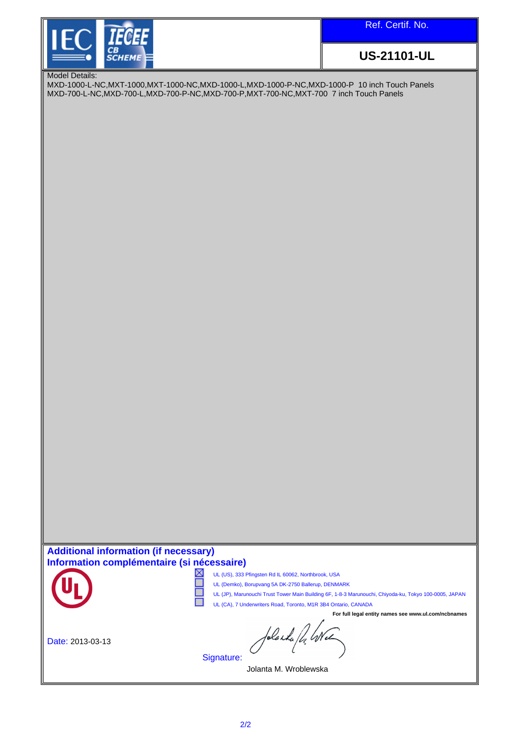Ref. Certif. No.

**US-21101-UL**

Model Details:
MXD-1000-L-NC,MXT-1000,MXT-1000-NC,MXD-1000-L,MXD-1000-P-NC,MXD-1000-P 10 inch Touch Panels
MXD-700-L-NC,MXD-700-L,MXD-700-P-NC,MXD-700-P,MXT-700-NC,MXT-700 7 inch Touch Panels

**Additional information (if necessary)**
**Information complémentaire (si nécessaire)**

- ☒ UL (US), 333 Pfingsten Rd IL 60062, Northbrook, USA
- ☐ UL (Demko), Borupvang 5A DK-2750 Ballerup, DENMARK
- ☐ UL (JP), Marunouchi Trust Tower Main Building 6F, 1-8-3 Marunouchi, Chiyoda-ku, Tokyo 100-0005, JAPAN
- ☐ UL (CA), 7 Underwriters Road, Toronto, M1R 3B4 Ontario, CANADA

**For full legal entity names see www.ul.com/ncbnames**

Date: 2013-03-13

Signature:

Jolanta M. Wroblewska